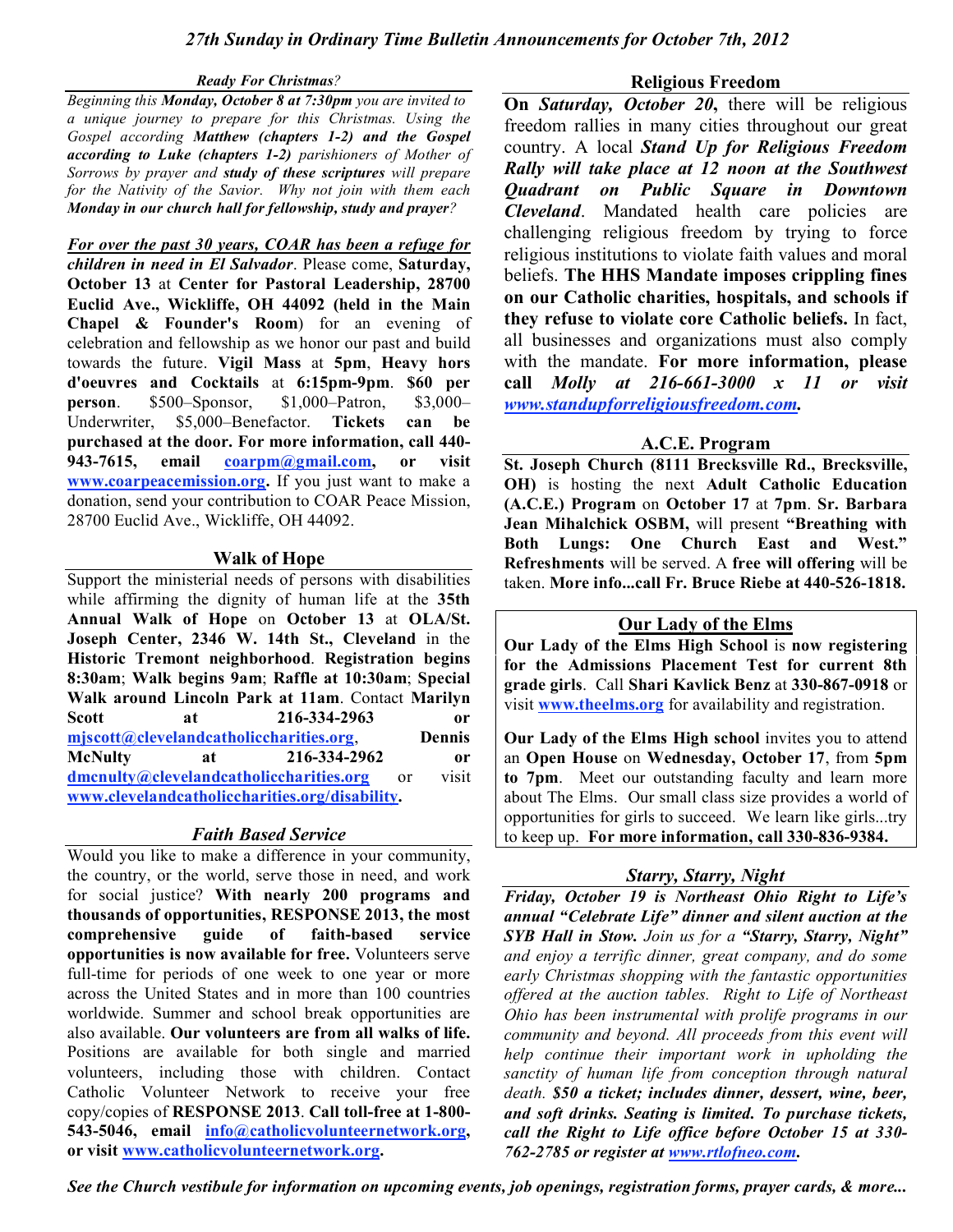# *27th Sunday in Ordinary Time Bulletin Announcements for October 7th, 2012*

### *Ready For Christmas?*

*Beginning this **Monday, October 8 at 7:30pm** you are invited to a unique journey to prepare for this Christmas. Using the Gospel according **Matthew** (chapters 1-2) and the Gospel according to **Luke** (chapters 1-2) parishioners of Mother of Sorrows by prayer and **study of these scriptures** will prepare for the Nativity of the Savior. Why not join with them each **Monday in our church hall for fellowship, study and prayer**?*

***For over the past 30 years, COAR has been a refuge for children in need in El Salvador***. Please come, **Saturday, October 13** at **Center for Pastoral Leadership, 28700 Euclid Ave., Wickliffe, OH 44092 (held in the Main Chapel & Founder's Room**) for an evening of celebration and fellowship as we honor our past and build towards the future. **Vigil Mass** at **5pm**, **Heavy hors d'oeuvres and Cocktails** at **6:15pm-9pm**. **$60 per person**. $500–Sponsor, $1,000–Patron, $3,000–Underwriter, $5,000–Benefactor. **Tickets can be purchased at the door. For more information, call 440-943-7615, email coarpm@gmail.com, or visit www.coarpeacemission.org.** If you just want to make a donation, send your contribution to COAR Peace Mission, 28700 Euclid Ave., Wickliffe, OH 44092.

### Walk of Hope

Support the ministerial needs of persons with disabilities while affirming the dignity of human life at the **35th Annual Walk of Hope** on **October 13** at **OLA/St. Joseph Center, 2346 W. 14th St., Cleveland** in the **Historic Tremont neighborhood**. **Registration begins 8:30am**; **Walk begins 9am**; **Raffle at 10:30am**; **Special Walk around Lincoln Park at 11am**. Contact **Marilyn Scott at 216-334-2963 or mjscott@clevelandcatholiccharities.org**, **Dennis McNulty at 216-334-2962 or dmcnulty@clevelandcatholiccharities.org** or visit **www.clevelandcatholiccharities.org/disability**.

### *Faith Based Service*

Would you like to make a difference in your community, the country, or the world, serve those in need, and work for social justice? **With nearly 200 programs and thousands of opportunities, RESPONSE 2013, the most comprehensive guide of faith-based service opportunities is now available for free.** Volunteers serve full-time for periods of one week to one year or more across the United States and in more than 100 countries worldwide. Summer and school break opportunities are also available. **Our volunteers are from all walks of life.** Positions are available for both single and married volunteers, including those with children. Contact Catholic Volunteer Network to receive your free copy/copies of **RESPONSE 2013**. **Call toll-free at 1-800-543-5046, email info@catholicvolunteernetwork.org, or visit www.catholicvolunteernetwork.org.**

### Religious Freedom

**On *Saturday, October 20*,** there will be religious freedom rallies in many cities throughout our great country. A local ***Stand Up for Religious Freedom Rally will take place at 12 noon at the Southwest Quadrant on Public Square in Downtown Cleveland***. Mandated health care policies are challenging religious freedom by trying to force religious institutions to violate faith values and moral beliefs. **The HHS Mandate imposes crippling fines on our Catholic charities, hospitals, and schools if they refuse to violate core Catholic beliefs.** In fact, all businesses and organizations must also comply with the mandate. **For more information, please call *Molly at 216-661-3000 x 11 or visit www.standupforreligiousfreedom.com*.**

### A.C.E. Program

**St. Joseph Church (8111 Brecksville Rd., Brecksville, OH)** is hosting the next **Adult Catholic Education (A.C.E.) Program** on **October 17** at **7pm**. **Sr. Barbara Jean Mihalchick OSBM,** will present **"Breathing with Both Lungs: One Church East and West." Refreshments** will be served. A **free will offering** will be taken. **More info...call Fr. Bruce Riebe at 440-526-1818.**

### Our Lady of the Elms

**Our Lady of the Elms High School** is **now registering for the Admissions Placement Test for current 8th grade girls**. Call **Shari Kavlick Benz** at **330-867-0918** or visit **www.theelms.org** for availability and registration.

**Our Lady of the Elms High school** invites you to attend an **Open House** on **Wednesday, October 17**, from **5pm to 7pm**. Meet our outstanding faculty and learn more about The Elms. Our small class size provides a world of opportunities for girls to succeed. We learn like girls...try to keep up. **For more information, call 330-836-9384.**

### *Starry, Starry, Night*

***Friday, October 19 is Northeast Ohio Right to Life's annual "Celebrate Life" dinner and silent auction at the SYB Hall in Stow.*** *Join us for a **"Starry, Starry, Night"** and enjoy a terrific dinner, great company, and do some early Christmas shopping with the fantastic opportunities offered at the auction tables. Right to Life of Northeast Ohio has been instrumental with prolife programs in our community and beyond. All proceeds from this event will help continue their important work in upholding the sanctity of human life from conception through natural death.* ***$50 a ticket; includes dinner, dessert, wine, beer, and soft drinks. Seating is limited. To purchase tickets, call the Right to Life office before October 15 at 330-762-2785 or register at www.rtlofneo.com.***

***See the Church vestibule for information on upcoming events, job openings, registration forms, prayer cards, & more...***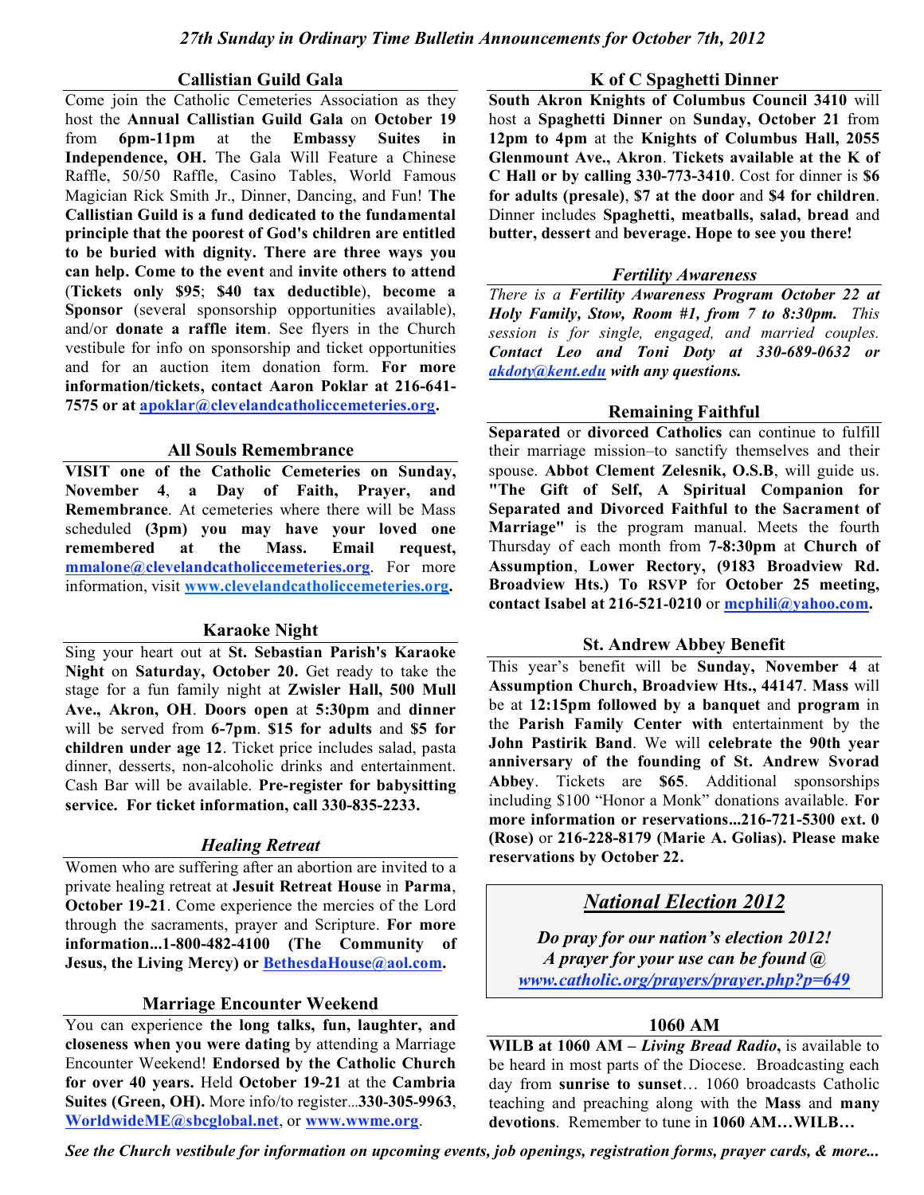*27th Sunday in Ordinary Time Bulletin Announcements for October 7th, 2012*

## Callistian Guild Gala

Come join the Catholic Cemeteries Association as they host the **Annual Callistian Guild Gala** on **October 19** from **6pm-11pm** at the **Embassy Suites in Independence, OH.** The Gala Will Feature a Chinese Raffle, 50/50 Raffle, Casino Tables, World Famous Magician Rick Smith Jr., Dinner, Dancing, and Fun! **The Callistian Guild is a fund dedicated to the fundamental principle that the poorest of God's children are entitled to be buried with dignity. There are three ways you can help. Come to the event** and **invite others to attend** (**Tickets only $95**; **$40 tax deductible**), **become a Sponsor** (several sponsorship opportunities available), and/or **donate a raffle item**. See flyers in the Church vestibule for info on sponsorship and ticket opportunities and for an auction item donation form. **For more information/tickets, contact Aaron Poklar at 216-641-7575 or at apoklar@clevelandcatholiccemeteries.org.**

## All Souls Remembrance

**VISIT one of the Catholic Cemeteries on Sunday, November 4**, **a Day of Faith, Prayer, and Remembrance**. At cemeteries where there will be Mass scheduled **(3pm) you may have your loved one remembered at the Mass. Email request, mmalone@clevelandcatholiccemeteries.org**. For more information, visit **www.clevelandcatholiccemeteries.org.**

## Karaoke Night

Sing your heart out at **St. Sebastian Parish's Karaoke Night** on **Saturday, October 20.** Get ready to take the stage for a fun family night at **Zwisler Hall, 500 Mull Ave., Akron, OH**. **Doors open** at **5:30pm** and **dinner** will be served from **6-7pm**. **$15 for adults** and **$5 for children under age 12**. Ticket price includes salad, pasta dinner, desserts, non-alcoholic drinks and entertainment. Cash Bar will be available. **Pre-register for babysitting service. For ticket information, call 330-835-2233.**

## *Healing Retreat*

Women who are suffering after an abortion are invited to a private healing retreat at **Jesuit Retreat House** in **Parma**, **October 19-21**. Come experience the mercies of the Lord through the sacraments, prayer and Scripture. **For more information...1-800-482-4100 (The Community of Jesus, the Living Mercy) or BethesdaHouse@aol.com.**

## Marriage Encounter Weekend

You can experience **the long talks, fun, laughter, and closeness when you were dating** by attending a Marriage Encounter Weekend! **Endorsed by the Catholic Church for over 40 years.** Held **October 19-21** at the **Cambria Suites (Green, OH).** More info/to register...**330-305-9963**, **WorldwideME@sbcglobal.net**, or **www.wwme.org**.

## K of C Spaghetti Dinner

**South Akron Knights of Columbus Council 3410** will host a **Spaghetti Dinner** on **Sunday, October 21** from **12pm to 4pm** at the **Knights of Columbus Hall, 2055 Glenmount Ave., Akron**. **Tickets available at the K of C Hall or by calling 330-773-3410**. Cost for dinner is **$6 for adults (presale)**, **$7 at the door** and **$4 for children**. Dinner includes **Spaghetti, meatballs, salad, bread** and **butter, dessert** and **beverage. Hope to see you there!**

## *Fertility Awareness*

*There is a **Fertility Awareness Program October 22 at Holy Family, Stow, Room #1, from 7 to 8:30pm.** This session is for single, engaged, and married couples. **Contact Leo and Toni Doty at 330-689-0632 or akdoty@kent.edu with any questions.***

## Remaining Faithful

**Separated** or **divorced Catholics** can continue to fulfill their marriage mission–to sanctify themselves and their spouse. **Abbot Clement Zelesnik, O.S.B**, will guide us. **"The Gift of Self, A Spiritual Companion for Separated and Divorced Faithful to the Sacrament of Marriage"** is the program manual. Meets the fourth Thursday of each month from **7-8:30pm** at **Church of Assumption**, **Lower Rectory, (9183 Broadview Rd. Broadview Hts.) To RSVP** for **October 25 meeting, contact Isabel at 216-521-0210** or **mcphili@yahoo.com.**

## St. Andrew Abbey Benefit

This year's benefit will be **Sunday, November 4** at **Assumption Church, Broadview Hts., 44147**. **Mass** will be at **12:15pm followed by a banquet** and **program** in the **Parish Family Center with** entertainment by the **John Pastirik Band**. We will **celebrate the 90th year anniversary of the founding of St. Andrew Svorad Abbey**. Tickets are **$65**. Additional sponsorships including $100 "Honor a Monk" donations available. **For more information or reservations...216-721-5300 ext. 0 (Rose)** or **216-228-8179 (Marie A. Golias). Please make reservations by October 22.**

## *National Election 2012*

***Do pray for our nation's election 2012!***
***A prayer for your use can be found @***
***www.catholic.org/prayers/prayer.php?p=649***

## 1060 AM

**WILB at 1060 AM –** ***Living Bread Radio*****,** is available to be heard in most parts of the Diocese. Broadcasting each day from **sunrise to sunset**… 1060 broadcasts Catholic teaching and preaching along with the **Mass** and **many devotions**. Remember to tune in **1060 AM…WILB…**

***See the Church vestibule for information on upcoming events, job openings, registration forms, prayer cards, & more...***